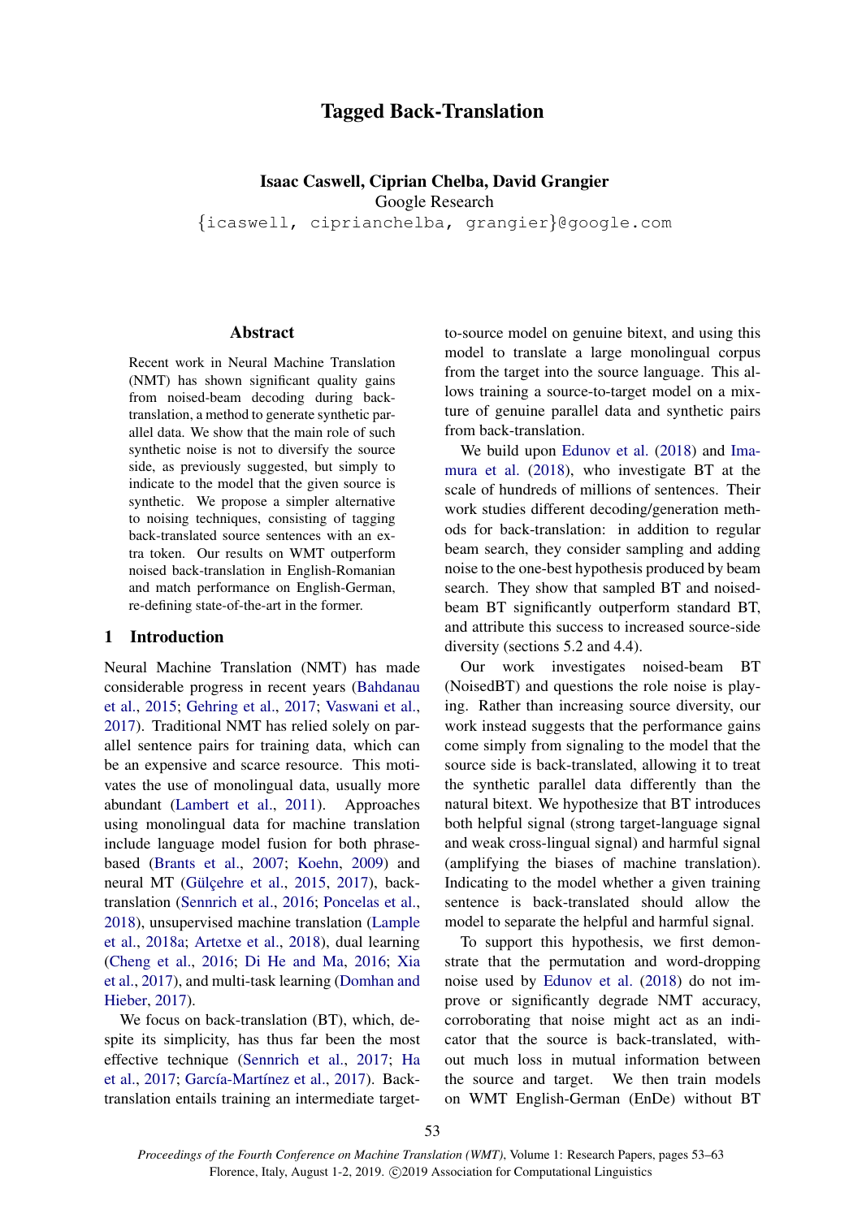# Tagged Back-Translation

**Isaac Caswell, Ciprian Chelba, David Grangier**
Google Research
{icaswell, ciprianchelba, grangier}@google.com

## Abstract

Recent work in Neural Machine Translation (NMT) has shown significant quality gains from noised-beam decoding during back-translation, a method to generate synthetic parallel data. We show that the main role of such synthetic noise is not to diversify the source side, as previously suggested, but simply to indicate to the model that the given source is synthetic. We propose a simpler alternative to noising techniques, consisting of tagging back-translated source sentences with an extra token. Our results on WMT outperform noised back-translation in English-Romanian and match performance on English-German, re-defining state-of-the-art in the former.

## 1 Introduction

Neural Machine Translation (NMT) has made considerable progress in recent years (Bahdanau et al., 2015; Gehring et al., 2017; Vaswani et al., 2017). Traditional NMT has relied solely on parallel sentence pairs for training data, which can be an expensive and scarce resource. This motivates the use of monolingual data, usually more abundant (Lambert et al., 2011). Approaches using monolingual data for machine translation include language model fusion for both phrase-based (Brants et al., 2007; Koehn, 2009) and neural MT (Gülçehre et al., 2015, 2017), back-translation (Sennrich et al., 2016; Poncelas et al., 2018), unsupervised machine translation (Lample et al., 2018a; Artetxe et al., 2018), dual learning (Cheng et al., 2016; Di He and Ma, 2016; Xia et al., 2017), and multi-task learning (Domhan and Hieber, 2017).

We focus on back-translation (BT), which, despite its simplicity, has thus far been the most effective technique (Sennrich et al., 2017; Ha et al., 2017; García-Martínez et al., 2017). Back-translation entails training an intermediate target-to-source model on genuine bitext, and using this model to translate a large monolingual corpus from the target into the source language. This allows training a source-to-target model on a mixture of genuine parallel data and synthetic pairs from back-translation.

We build upon Edunov et al. (2018) and Imamura et al. (2018), who investigate BT at the scale of hundreds of millions of sentences. Their work studies different decoding/generation methods for back-translation: in addition to regular beam search, they consider sampling and adding noise to the one-best hypothesis produced by beam search. They show that sampled BT and noised-beam BT significantly outperform standard BT, and attribute this success to increased source-side diversity (sections 5.2 and 4.4).

Our work investigates noised-beam BT (NoisedBT) and questions the role noise is playing. Rather than increasing source diversity, our work instead suggests that the performance gains come simply from signaling to the model that the source side is back-translated, allowing it to treat the synthetic parallel data differently than the natural bitext. We hypothesize that BT introduces both helpful signal (strong target-language signal and weak cross-lingual signal) and harmful signal (amplifying the biases of machine translation). Indicating to the model whether a given training sentence is back-translated should allow the model to separate the helpful and harmful signal.

To support this hypothesis, we first demonstrate that the permutation and word-dropping noise used by Edunov et al. (2018) do not improve or significantly degrade NMT accuracy, corroborating that noise might act as an indicator that the source is back-translated, without much loss in mutual information between the source and target. We then train models on WMT English-German (EnDe) without BT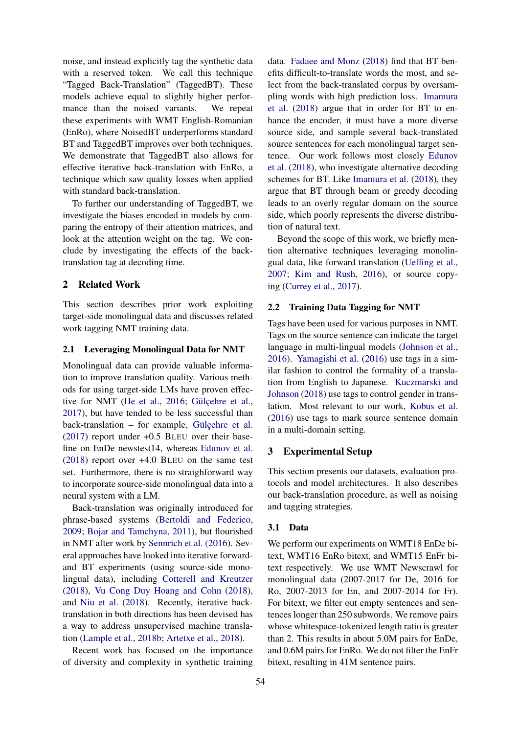noise, and instead explicitly tag the synthetic data with a reserved token. We call this technique "Tagged Back-Translation" (TaggedBT). These models achieve equal to slightly higher performance than the noised variants. We repeat these experiments with WMT English-Romanian (EnRo), where NoisedBT underperforms standard BT and TaggedBT improves over both techniques. We demonstrate that TaggedBT also allows for effective iterative back-translation with EnRo, a technique which saw quality losses when applied with standard back-translation.

To further our understanding of TaggedBT, we investigate the biases encoded in models by comparing the entropy of their attention matrices, and look at the attention weight on the tag. We conclude by investigating the effects of the back-translation tag at decoding time.

## 2 Related Work

This section describes prior work exploiting target-side monolingual data and discusses related work tagging NMT training data.

### 2.1 Leveraging Monolingual Data for NMT

Monolingual data can provide valuable information to improve translation quality. Various methods for using target-side LMs have proven effective for NMT (He et al., 2016; Gülçehre et al., 2017), but have tended to be less successful than back-translation – for example, Gülçehre et al. (2017) report under +0.5 BLEU over their baseline on EnDe newstest14, whereas Edunov et al. (2018) report over +4.0 BLEU on the same test set. Furthermore, there is no straighforward way to incorporate source-side monolingual data into a neural system with a LM.

Back-translation was originally introduced for phrase-based systems (Bertoldi and Federico, 2009; Bojar and Tamchyna, 2011), but flourished in NMT after work by Sennrich et al. (2016). Several approaches have looked into iterative forward- and BT experiments (using source-side monolingual data), including Cotterell and Kreutzer (2018), Vu Cong Duy Hoang and Cohn (2018), and Niu et al. (2018). Recently, iterative back-translation in both directions has been devised has a way to address unsupervised machine translation (Lample et al., 2018b; Artetxe et al., 2018).

Recent work has focused on the importance of diversity and complexity in synthetic training data. Fadaee and Monz (2018) find that BT benefits difficult-to-translate words the most, and select from the back-translated corpus by oversampling words with high prediction loss. Imamura et al. (2018) argue that in order for BT to enhance the encoder, it must have a more diverse source side, and sample several back-translated source sentences for each monolingual target sentence. Our work follows most closely Edunov et al. (2018), who investigate alternative decoding schemes for BT. Like Imamura et al. (2018), they argue that BT through beam or greedy decoding leads to an overly regular domain on the source side, which poorly represents the diverse distribution of natural text.

Beyond the scope of this work, we briefly mention alternative techniques leveraging monolingual data, like forward translation (Ueffing et al., 2007; Kim and Rush, 2016), or source copying (Currey et al., 2017).

### 2.2 Training Data Tagging for NMT

Tags have been used for various purposes in NMT. Tags on the source sentence can indicate the target language in multi-lingual models (Johnson et al., 2016). Yamagishi et al. (2016) use tags in a similar fashion to control the formality of a translation from English to Japanese. Kuczmarski and Johnson (2018) use tags to control gender in translation. Most relevant to our work, Kobus et al. (2016) use tags to mark source sentence domain in a multi-domain setting.

## 3 Experimental Setup

This section presents our datasets, evaluation protocols and model architectures. It also describes our back-translation procedure, as well as noising and tagging strategies.

### 3.1 Data

We perform our experiments on WMT18 EnDe bitext, WMT16 EnRo bitext, and WMT15 EnFr bitext respectively. We use WMT Newscrawl for monolingual data (2007-2017 for De, 2016 for Ro, 2007-2013 for En, and 2007-2014 for Fr). For bitext, we filter out empty sentences and sentences longer than 250 subwords. We remove pairs whose whitespace-tokenized length ratio is greater than 2. This results in about 5.0M pairs for EnDe, and 0.6M pairs for EnRo. We do not filter the EnFr bitext, resulting in 41M sentence pairs.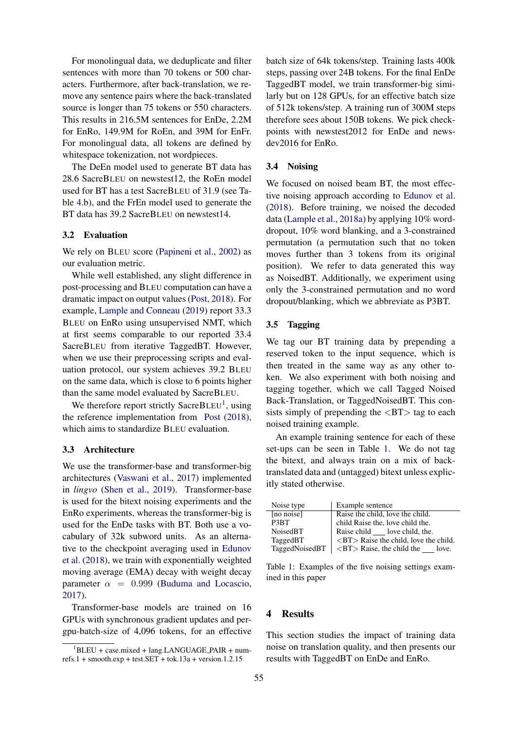For monolingual data, we deduplicate and filter sentences with more than 70 tokens or 500 characters. Furthermore, after back-translation, we remove any sentence pairs where the back-translated source is longer than 75 tokens or 550 characters. This results in 216.5M sentences for EnDe, 2.2M for EnRo, 149.9M for RoEn, and 39M for EnFr. For monolingual data, all tokens are defined by whitespace tokenization, not wordpieces.

The DeEn model used to generate BT data has 28.6 SacreBLEU on newstest12, the RoEn model used for BT has a test SacreBLEU of 31.9 (see Table 4.b), and the FrEn model used to generate the BT data has 39.2 SacreBLEU on newstest14.

### 3.2 Evaluation

We rely on BLEU score (Papineni et al., 2002) as our evaluation metric.

While well established, any slight difference in post-processing and BLEU computation can have a dramatic impact on output values (Post, 2018). For example, Lample and Conneau (2019) report 33.3 BLEU on EnRo using unsupervised NMT, which at first seems comparable to our reported 33.4 SacreBLEU from iterative TaggedBT. However, when we use their preprocessing scripts and evaluation protocol, our system achieves 39.2 BLEU on the same data, which is close to 6 points higher than the same model evaluated by SacreBLEU.

We therefore report strictly SacreBLEU[1], using the reference implementation from Post (2018), which aims to standardize BLEU evaluation.

### 3.3 Architecture

We use the transformer-base and transformer-big architectures (Vaswani et al., 2017) implemented in *lingvo* (Shen et al., 2019). Transformer-base is used for the bitext noising experiments and the EnRo experiments, whereas the transformer-big is used for the EnDe tasks with BT. Both use a vocabulary of 32k subword units. As an alternative to the checkpoint averaging used in Edunov et al. (2018), we train with exponentially weighted moving average (EMA) decay with weight decay parameter $\alpha = 0.999$ (Buduma and Locascio, 2017).

Transformer-base models are trained on 16 GPUs with synchronous gradient updates and per-gpu-batch-size of 4,096 tokens, for an effective batch size of 64k tokens/step. Training lasts 400k steps, passing over 24B tokens. For the final EnDe TaggedBT model, we train transformer-big similarly but on 128 GPUs, for an effective batch size of 512k tokens/step. A training run of 300M steps therefore sees about 150B tokens. We pick checkpoints with newstest2012 for EnDe and newsdev2016 for EnRo.

### 3.4 Noising

We focused on noised beam BT, the most effective noising approach according to Edunov et al. (2018). Before training, we noised the decoded data (Lample et al., 2018a) by applying 10% word-dropout, 10% word blanking, and a 3-constrained permutation (a permutation such that no token moves further than 3 tokens from its original position). We refer to data generated this way as NoisedBT. Additionally, we experiment using only the 3-constrained permutation and no word dropout/blanking, which we abbreviate as P3BT.

### 3.5 Tagging

We tag our BT training data by prepending a reserved token to the input sequence, which is then treated in the same way as any other token. We also experiment with both noising and tagging together, which we call Tagged Noised Back-Translation, or TaggedNoisedBT. This consists simply of prepending the <BT> tag to each noised training example.

An example training sentence for each of these set-ups can be seen in Table 1. We do not tag the bitext, and always train on a mix of back-translated data and (untagged) bitext unless explicitly stated otherwise.

| Noise type | Example sentence |
|---|---|
| [no noise] | Raise the child, love the child. |
| P3BT | child Raise the, love child the. |
| NoisedBT | Raise child ___ love child, the. |
| TaggedBT | <BT> Raise the child, love the child. |
| TaggedNoisedBT | <BT> Raise, the child the ___ love. |

Table 1: Examples of the five noising settings examined in this paper

## 4 Results

This section studies the impact of training data noise on translation quality, and then presents our results with TaggedBT on EnDe and EnRo.

[1] BLEU + case.mixed + lang.LANGUAGE_PAIR + numrefs.1 + smooth.exp + test.SET + tok.13a + version.1.2.15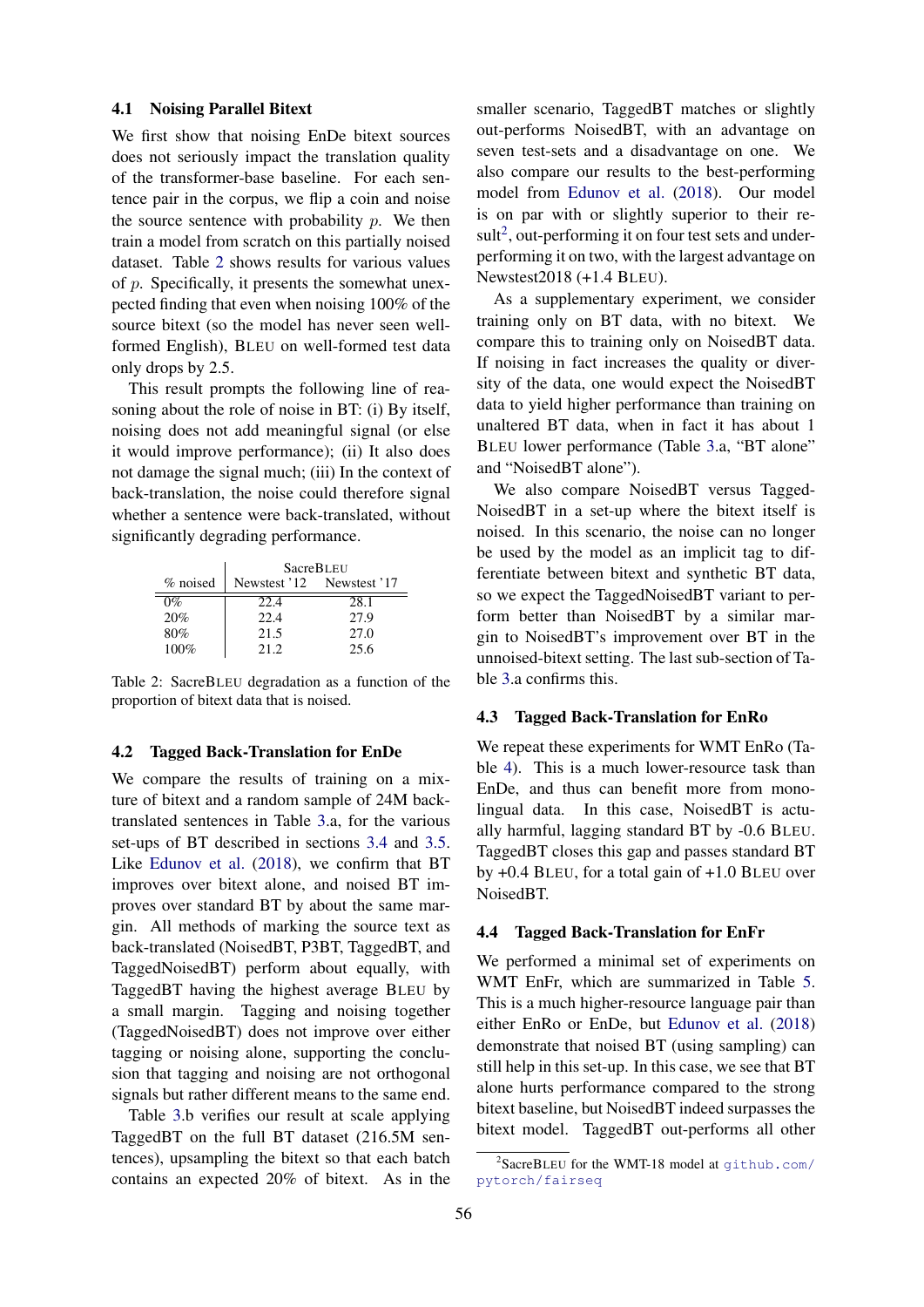### 4.1 Noising Parallel Bitext

We first show that noising EnDe bitext sources does not seriously impact the translation quality of the transformer-base baseline. For each sentence pair in the corpus, we flip a coin and noise the source sentence with probability $p$. We then train a model from scratch on this partially noised dataset. Table 2 shows results for various values of $p$. Specifically, it presents the somewhat unexpected finding that even when noising 100% of the source bitext (so the model has never seen well-formed English), BLEU on well-formed test data only drops by 2.5.

This result prompts the following line of reasoning about the role of noise in BT: (i) By itself, noising does not add meaningful signal (or else it would improve performance); (ii) It also does not damage the signal much; (iii) In the context of back-translation, the noise could therefore signal whether a sentence were back-translated, without significantly degrading performance.

| % noised | SacreBLEU | |
|---|---|---|
| | Newstest '12 | Newstest '17 |
| 0% | 22.4 | 28.1 |
| 20% | 22.4 | 27.9 |
| 80% | 21.5 | 27.0 |
| 100% | 21.2 | 25.6 |

Table 2: SacreBLEU degradation as a function of the proportion of bitext data that is noised.

### 4.2 Tagged Back-Translation for EnDe

We compare the results of training on a mixture of bitext and a random sample of 24M back-translated sentences in Table 3.a, for the various set-ups of BT described in sections 3.4 and 3.5. Like Edunov et al. (2018), we confirm that BT improves over bitext alone, and noised BT improves over standard BT by about the same margin. All methods of marking the source text as back-translated (NoisedBT, P3BT, TaggedBT, and TaggedNoisedBT) perform about equally, with TaggedBT having the highest average BLEU by a small margin. Tagging and noising together (TaggedNoisedBT) does not improve over either tagging or noising alone, supporting the conclusion that tagging and noising are not orthogonal signals but rather different means to the same end.

Table 3.b verifies our result at scale applying TaggedBT on the full BT dataset (216.5M sentences), upsampling the bitext so that each batch contains an expected 20% of bitext. As in the smaller scenario, TaggedBT matches or slightly out-performs NoisedBT, with an advantage on seven test-sets and a disadvantage on one. We also compare our results to the best-performing model from Edunov et al. (2018). Our model is on par with or slightly superior to their result[2], out-performing it on four test sets and under-performing it on two, with the largest advantage on Newstest2018 (+1.4 BLEU).

As a supplementary experiment, we consider training only on BT data, with no bitext. We compare this to training only on NoisedBT data. If noising in fact increases the quality or diversity of the data, one would expect the NoisedBT data to yield higher performance than training on unaltered BT data, when in fact it has about 1 BLEU lower performance (Table 3.a, "BT alone" and "NoisedBT alone").

We also compare NoisedBT versus TaggedNoisedBT in a set-up where the bitext itself is noised. In this scenario, the noise can no longer be used by the model as an implicit tag to differentiate between bitext and synthetic BT data, so we expect the TaggedNoisedBT variant to perform better than NoisedBT by a similar margin to NoisedBT's improvement over BT in the unnoised-bitext setting. The last sub-section of Table 3.a confirms this.

### 4.3 Tagged Back-Translation for EnRo

We repeat these experiments for WMT EnRo (Table 4). This is a much lower-resource task than EnDe, and thus can benefit more from monolingual data. In this case, NoisedBT is actually harmful, lagging standard BT by -0.6 BLEU. TaggedBT closes this gap and passes standard BT by +0.4 BLEU, for a total gain of +1.0 BLEU over NoisedBT.

### 4.4 Tagged Back-Translation for EnFr

We performed a minimal set of experiments on WMT EnFr, which are summarized in Table 5. This is a much higher-resource language pair than either EnRo or EnDe, but Edunov et al. (2018) demonstrate that noised BT (using sampling) can still help in this set-up. In this case, we see that BT alone hurts performance compared to the strong bitext baseline, but NoisedBT indeed surpasses the bitext model. TaggedBT out-performs all other

[2] SacreBLEU for the WMT-18 model at github.com/pytorch/fairseq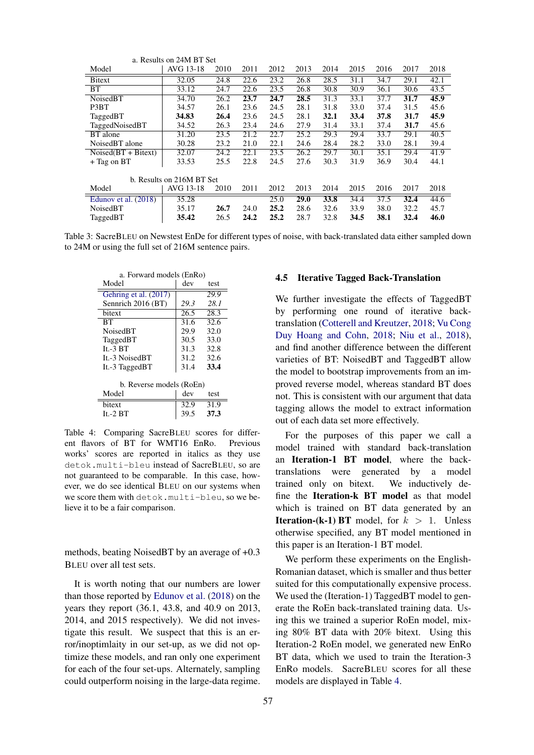a. Results on 24M BT Set

| Model | AVG 13-18 | 2010 | 2011 | 2012 | 2013 | 2014 | 2015 | 2016 | 2017 | 2018 |
|---|---|---|---|---|---|---|---|---|---|---|
| Bitext | 32.05 | 24.8 | 22.6 | 23.2 | 26.8 | 28.5 | 31.1 | 34.7 | 29.1 | 42.1 |
| BT | 33.12 | 24.7 | 22.6 | 23.5 | 26.8 | 30.8 | 30.9 | 36.1 | 30.6 | 43.5 |
| NoisedBT | 34.70 | 26.2 | **23.7** | **24.7** | **28.5** | 31.3 | 33.1 | 37.7 | **31.7** | **45.9** |
| P3BT | 34.57 | 26.1 | 23.6 | 24.5 | 28.1 | 31.8 | 33.0 | 37.4 | 31.5 | 45.6 |
| TaggedBT | **34.83** | **26.4** | 23.6 | 24.5 | 28.1 | **32.1** | **33.4** | **37.8** | **31.7** | **45.9** |
| TaggedNoisedBT | 34.52 | 26.3 | 23.4 | 24.6 | 27.9 | 31.4 | 33.1 | 37.4 | **31.7** | 45.6 |
| BT alone | 31.20 | 23.5 | 21.2 | 22.7 | 25.2 | 29.3 | 29.4 | 33.7 | 29.1 | 40.5 |
| NoisedBT alone | 30.28 | 23.2 | 21.0 | 22.1 | 24.6 | 28.4 | 28.2 | 33.0 | 28.1 | 39.4 |
| Noised(BT + Bitext) | 32.07 | 24.2 | 22.1 | 23.5 | 26.2 | 29.7 | 30.1 | 35.1 | 29.4 | 41.9 |
| + Tag on BT | 33.53 | 25.5 | 22.8 | 24.5 | 27.6 | 30.3 | 31.9 | 36.9 | 30.4 | 44.1 |

b. Results on 216M BT Set

| Model | AVG 13-18 | 2010 | 2011 | 2012 | 2013 | 2014 | 2015 | 2016 | 2017 | 2018 |
|---|---|---|---|---|---|---|---|---|---|---|
| Edunov et al. (2018) | 35.28 | | | 25.0 | **29.0** | **33.8** | 34.4 | 37.5 | **32.4** | 44.6 |
| NoisedBT | 35.17 | **26.7** | 24.0 | **25.2** | 28.6 | 32.6 | 33.9 | 38.0 | 32.2 | 45.7 |
| TaggedBT | **35.42** | 26.5 | **24.2** | **25.2** | 28.7 | 32.8 | **34.5** | **38.1** | **32.4** | **46.0** |

Table 3: SacreBLEU on Newstest EnDe for different types of noise, with back-translated data either sampled down to 24M or using the full set of 216M sentence pairs.

a. Forward models (EnRo)

| Model | dev | test |
|---|---|---|
| Gehring et al. (2017) | | *29.9* |
| Sennrich 2016 (BT) | *29.3* | *28.1* |
| bitext | 26.5 | 28.3 |
| BT | 31.6 | 32.6 |
| NoisedBT | 29.9 | 32.0 |
| TaggedBT | 30.5 | 33.0 |
| It.-3 BT | 31.3 | 32.8 |
| It.-3 NoisedBT | 31.2 | 32.6 |
| It.-3 TaggedBT | 31.4 | **33.4** |

b. Reverse models (RoEn)

| Model | dev | test |
|---|---|---|
| bitext | 32.9 | 31.9 |
| It.-2 BT | 39.5 | **37.3** |

Table 4: Comparing SacreBLEU scores for different flavors of BT for WMT16 EnRo. Previous works' scores are reported in italics as they use `detok.multi-bleu` instead of SacreBLEU, so are not guaranteed to be comparable. In this case, however, we do see identical BLEU on our systems when we score them with `detok.multi-bleu`, so we believe it to be a fair comparison.

methods, beating NoisedBT by an average of +0.3 BLEU over all test sets.

It is worth noting that our numbers are lower than those reported by Edunov et al. (2018) on the years they report (36.1, 43.8, and 40.9 on 2013, 2014, and 2015 respectively). We did not investigate this result. We suspect that this is an error/inoptimlaity in our set-up, as we did not optimize these models, and ran only one experiment for each of the four set-ups. Alternately, sampling could outperform noising in the large-data regime.

## 4.5 Iterative Tagged Back-Translation

We further investigate the effects of TaggedBT by performing one round of iterative back-translation (Cotterell and Kreutzer, 2018; Vu Cong Duy Hoang and Cohn, 2018; Niu et al., 2018), and find another difference between the different varieties of BT: NoisedBT and TaggedBT allow the model to bootstrap improvements from an improved reverse model, whereas standard BT does not. This is consistent with our argument that data tagging allows the model to extract information out of each data set more effectively.

For the purposes of this paper we call a model trained with standard back-translation an **Iteration-1 BT model**, where the back-translations were generated by a model trained only on bitext. We inductively define the **Iteration-k BT model** as that model which is trained on BT data generated by an **Iteration-(k-1) BT** model, for $k > 1$. Unless otherwise specified, any BT model mentioned in this paper is an Iteration-1 BT model.

We perform these experiments on the English-Romanian dataset, which is smaller and thus better suited for this computationally expensive process. We used the (Iteration-1) TaggedBT model to generate the RoEn back-translated training data. Using this we trained a superior RoEn model, mixing 80% BT data with 20% bitext. Using this Iteration-2 RoEn model, we generated new EnRo BT data, which we used to train the Iteration-3 EnRo models. SacreBLEU scores for all these models are displayed in Table 4.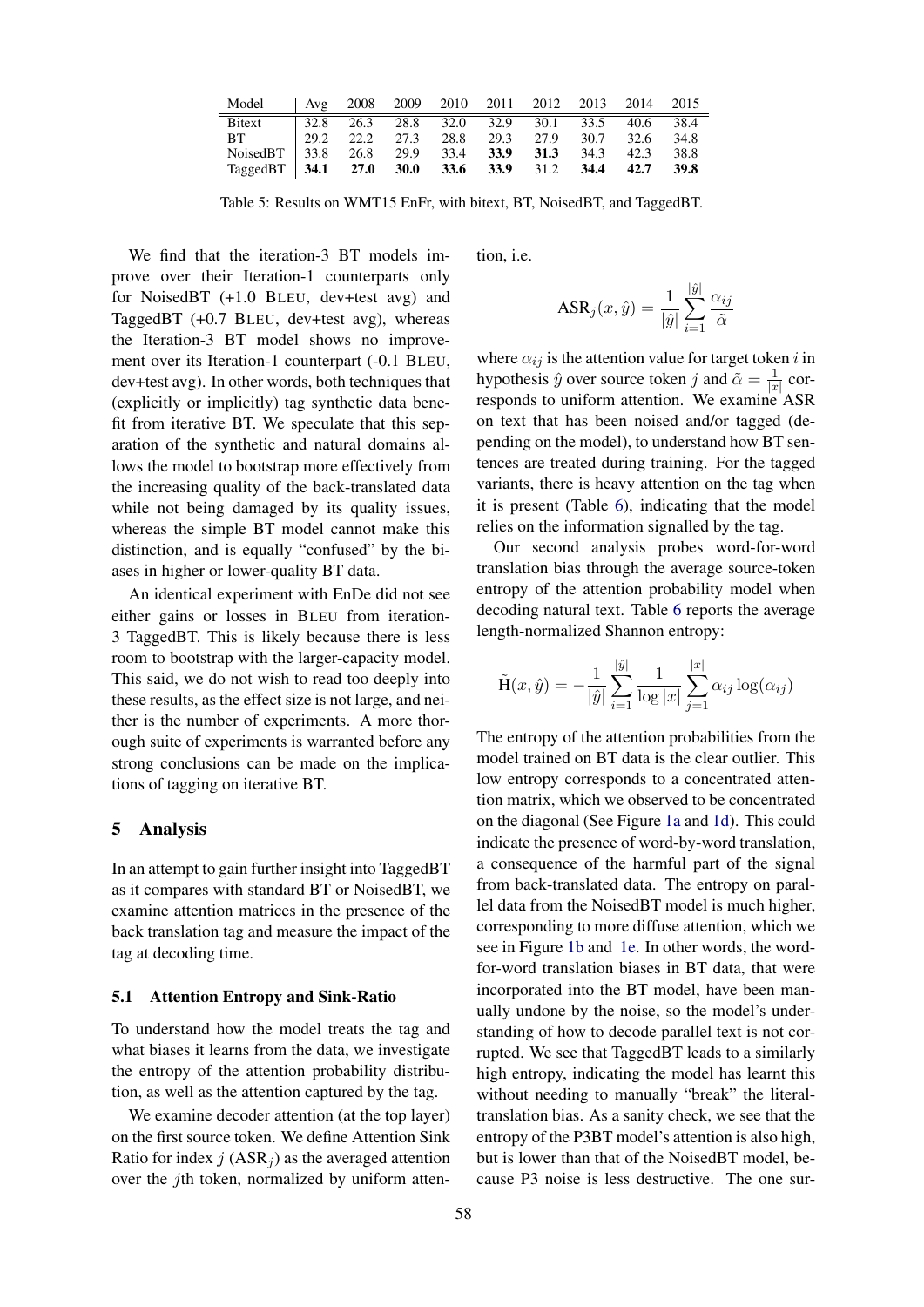| Model | Avg | 2008 | 2009 | 2010 | 2011 | 2012 | 2013 | 2014 | 2015 |
|---|---|---|---|---|---|---|---|---|---|
| Bitext | 32.8 | 26.3 | 28.8 | 32.0 | 32.9 | 30.1 | 33.5 | 40.6 | 38.4 |
| BT | 29.2 | 22.2 | 27.3 | 28.8 | 29.3 | 27.9 | 30.7 | 32.6 | 34.8 |
| NoisedBT | 33.8 | 26.8 | 29.9 | 33.4 | **33.9** | **31.3** | 34.3 | 42.3 | 38.8 |
| TaggedBT | **34.1** | **27.0** | **30.0** | **33.6** | **33.9** | 31.2 | **34.4** | **42.7** | **39.8** |

Table 5: Results on WMT15 EnFr, with bitext, BT, NoisedBT, and TaggedBT.

We find that the iteration-3 BT models improve over their Iteration-1 counterparts only for NoisedBT (+1.0 BLEU, dev+test avg) and TaggedBT (+0.7 BLEU, dev+test avg), whereas the Iteration-3 BT model shows no improvement over its Iteration-1 counterpart (-0.1 BLEU, dev+test avg). In other words, both techniques that (explicitly or implicitly) tag synthetic data benefit from iterative BT. We speculate that this separation of the synthetic and natural domains allows the model to bootstrap more effectively from the increasing quality of the back-translated data while not being damaged by its quality issues, whereas the simple BT model cannot make this distinction, and is equally "confused" by the biases in higher or lower-quality BT data.

An identical experiment with EnDe did not see either gains or losses in BLEU from iteration-3 TaggedBT. This is likely because there is less room to bootstrap with the larger-capacity model. This said, we do not wish to read too deeply into these results, as the effect size is not large, and neither is the number of experiments. A more thorough suite of experiments is warranted before any strong conclusions can be made on the implications of tagging on iterative BT.

## 5 Analysis

In an attempt to gain further insight into TaggedBT as it compares with standard BT or NoisedBT, we examine attention matrices in the presence of the back translation tag and measure the impact of the tag at decoding time.

### 5.1 Attention Entropy and Sink-Ratio

To understand how the model treats the tag and what biases it learns from the data, we investigate the entropy of the attention probability distribution, as well as the attention captured by the tag.

We examine decoder attention (at the top layer) on the first source token. We define Attention Sink Ratio for index $j$ ($\text{ASR}_j$) as the averaged attention over the $j$th token, normalized by uniform attention, i.e.

$$\text{ASR}_j(x, \hat{y}) = \frac{1}{|\hat{y}|} \sum_{i=1}^{|\hat{y}|} \frac{\alpha_{ij}}{\tilde{\alpha}}$$

where $\alpha_{ij}$ is the attention value for target token $i$ in hypothesis $\hat{y}$ over source token $j$ and $\tilde{\alpha} = \frac{1}{|x|}$ corresponds to uniform attention. We examine ASR on text that has been noised and/or tagged (depending on the model), to understand how BT sentences are treated during training. For the tagged variants, there is heavy attention on the tag when it is present (Table 6), indicating that the model relies on the information signalled by the tag.

Our second analysis probes word-for-word translation bias through the average source-token entropy of the attention probability model when decoding natural text. Table 6 reports the average length-normalized Shannon entropy:

$$\tilde{\text{H}}(x, \hat{y}) = -\frac{1}{|\hat{y}|} \sum_{i=1}^{|\hat{y}|} \frac{1}{\log |x|} \sum_{j=1}^{|x|} \alpha_{ij} \log(\alpha_{ij})$$

The entropy of the attention probabilities from the model trained on BT data is the clear outlier. This low entropy corresponds to a concentrated attention matrix, which we observed to be concentrated on the diagonal (See Figure 1a and 1d). This could indicate the presence of word-by-word translation, a consequence of the harmful part of the signal from back-translated data. The entropy on parallel data from the NoisedBT model is much higher, corresponding to more diffuse attention, which we see in Figure 1b and 1e. In other words, the word-for-word translation biases in BT data, that were incorporated into the BT model, have been manually undone by the noise, so the model's understanding of how to decode parallel text is not corrupted. We see that TaggedBT leads to a similarly high entropy, indicating the model has learnt this without needing to manually "break" the literal-translation bias. As a sanity check, we see that the entropy of the P3BT model's attention is also high, but is lower than that of the NoisedBT model, because P3 noise is less destructive. The one sur-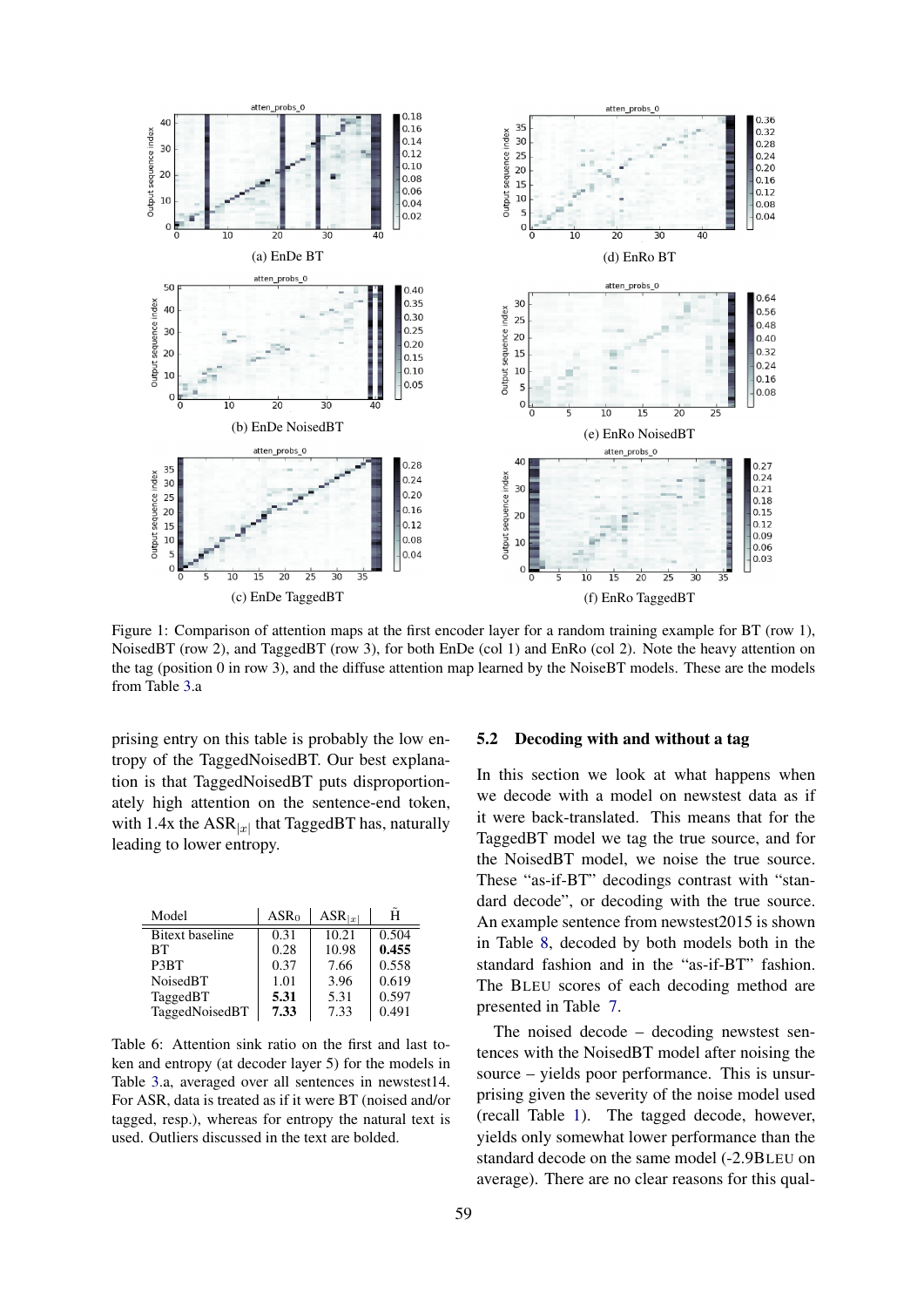(a) EnDe BT

(d) EnRo BT

(b) EnDe NoisedBT

(e) EnRo NoisedBT

(c) EnDe TaggedBT

(f) EnRo TaggedBT

Figure 1: Comparison of attention maps at the first encoder layer for a random training example for BT (row 1), NoisedBT (row 2), and TaggedBT (row 3), for both EnDe (col 1) and EnRo (col 2). Note the heavy attention on the tag (position 0 in row 3), and the diffuse attention map learned by the NoiseBT models. These are the models from Table 3.a

prising entry on this table is probably the low entropy of the TaggedNoisedBT. Our best explanation is that TaggedNoisedBT puts disproportionately high attention on the sentence-end token, with 1.4x the $\text{ASR}_{|x|}$ that TaggedBT has, naturally leading to lower entropy.

| Model | $\text{ASR}_0$ | $\text{ASR}_{\vert x\vert}$ | $\tilde{\text{H}}$ |
|---|---|---|---|
| Bitext baseline | 0.31 | 10.21 | 0.504 |
| BT | 0.28 | 10.98 | **0.455** |
| P3BT | 0.37 | 7.66 | 0.558 |
| NoisedBT | 1.01 | 3.96 | 0.619 |
| TaggedBT | **5.31** | 5.31 | 0.597 |
| TaggedNoisedBT | **7.33** | 7.33 | 0.491 |

Table 6: Attention sink ratio on the first and last token and entropy (at decoder layer 5) for the models in Table 3.a, averaged over all sentences in newstest14. For ASR, data is treated as if it were BT (noised and/or tagged, resp.), whereas for entropy the natural text is used. Outliers discussed in the text are bolded.

## 5.2 Decoding with and without a tag

In this section we look at what happens when we decode with a model on newstest data as if it were back-translated. This means that for the TaggedBT model we tag the true source, and for the NoisedBT model, we noise the true source. These "as-if-BT" decodings contrast with "standard decode", or decoding with the true source. An example sentence from newstest2015 is shown in Table 8, decoded by both models both in the standard fashion and in the "as-if-BT" fashion. The BLEU scores of each decoding method are presented in Table 7.

The noised decode – decoding newstest sentences with the NoisedBT model after noising the source – yields poor performance. This is unsurprising given the severity of the noise model used (recall Table 1). The tagged decode, however, yields only somewhat lower performance than the standard decode on the same model (-2.9BLEU on average). There are no clear reasons for this qual-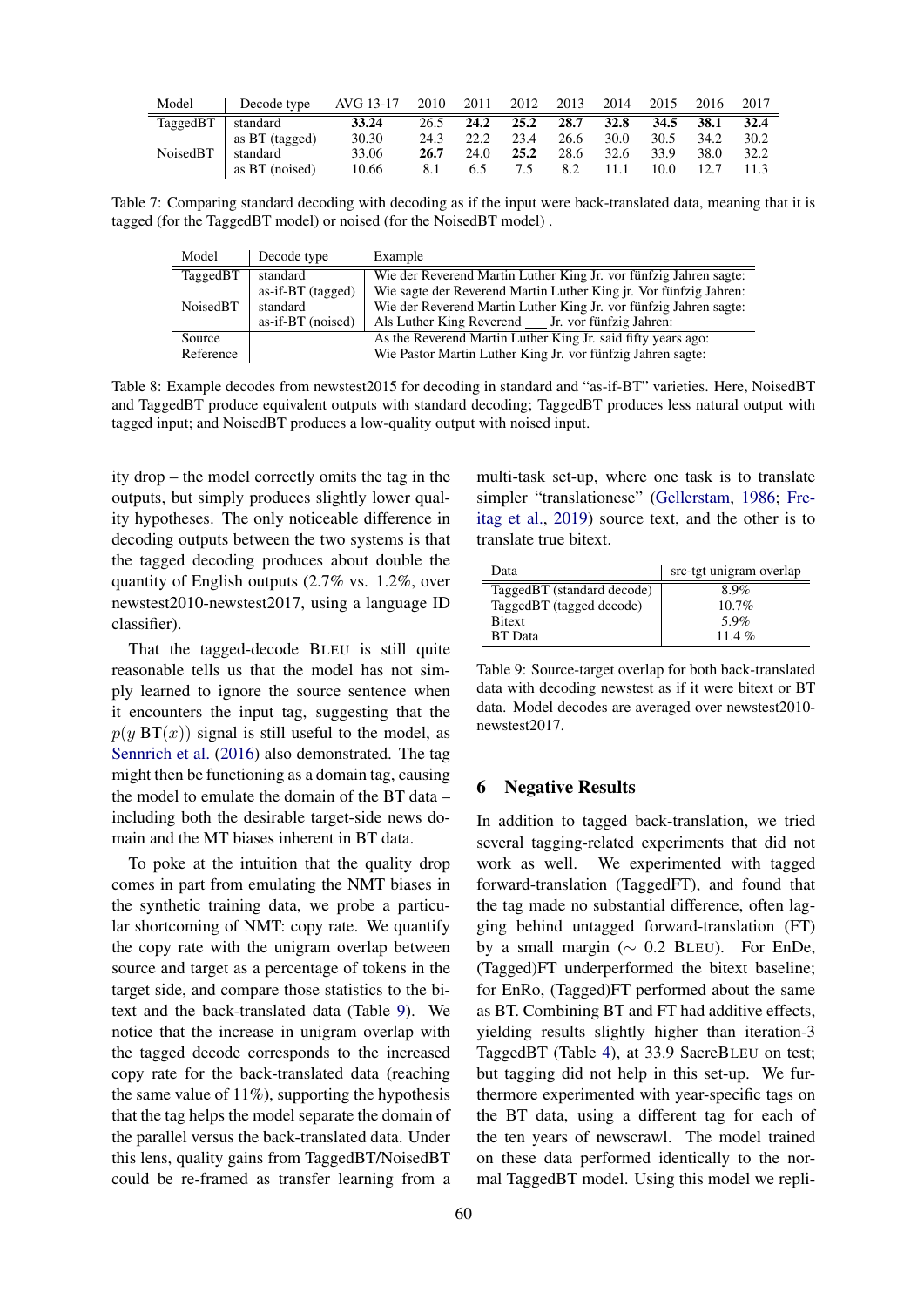| Model | Decode type | AVG 13-17 | 2010 | 2011 | 2012 | 2013 | 2014 | 2015 | 2016 | 2017 |
|---|---|---|---|---|---|---|---|---|---|---|
| TaggedBT | standard | **33.24** | 26.5 | **24.2** | **25.2** | **28.7** | **32.8** | **34.5** | **38.1** | **32.4** |
| | as BT (tagged) | 30.30 | 24.3 | 22.2 | 23.4 | 26.6 | 30.0 | 30.5 | 34.2 | 30.2 |
| NoisedBT | standard | 33.06 | **26.7** | 24.0 | **25.2** | 28.6 | 32.6 | 33.9 | 38.0 | 32.2 |
| | as BT (noised) | 10.66 | 8.1 | 6.5 | 7.5 | 8.2 | 11.1 | 10.0 | 12.7 | 11.3 |

Table 7: Comparing standard decoding with decoding as if the input were back-translated data, meaning that it is tagged (for the TaggedBT model) or noised (for the NoisedBT model) .

| Model | Decode type | Example |
|---|---|---|
| TaggedBT | standard | Wie der Reverend Martin Luther King Jr. vor fünfzig Jahren sagte: |
| | as-if-BT (tagged) | Wie sagte der Reverend Martin Luther King jr. Vor fünfzig Jahren: |
| NoisedBT | standard | Wie der Reverend Martin Luther King Jr. vor fünfzig Jahren sagte: |
| | as-if-BT (noised) | Als Luther King Reverend ___ Jr. vor fünfzig Jahren: |
| Source | | As the Reverend Martin Luther King Jr. said fifty years ago: |
| Reference | | Wie Pastor Martin Luther King Jr. vor fünfzig Jahren sagte: |

Table 8: Example decodes from newstest2015 for decoding in standard and "as-if-BT" varieties. Here, NoisedBT and TaggedBT produce equivalent outputs with standard decoding; TaggedBT produces less natural output with tagged input; and NoisedBT produces a low-quality output with noised input.

ity drop – the model correctly omits the tag in the outputs, but simply produces slightly lower quality hypotheses. The only noticeable difference in decoding outputs between the two systems is that the tagged decoding produces about double the quantity of English outputs (2.7% vs. 1.2%, over newstest2010-newstest2017, using a language ID classifier).

That the tagged-decode BLEU is still quite reasonable tells us that the model has not simply learned to ignore the source sentence when it encounters the input tag, suggesting that the $p(y|\text{BT}(x))$ signal is still useful to the model, as Sennrich et al. (2016) also demonstrated. The tag might then be functioning as a domain tag, causing the model to emulate the domain of the BT data – including both the desirable target-side news domain and the MT biases inherent in BT data.

To poke at the intuition that the quality drop comes in part from emulating the NMT biases in the synthetic training data, we probe a particular shortcoming of NMT: copy rate. We quantify the copy rate with the unigram overlap between source and target as a percentage of tokens in the target side, and compare those statistics to the bitext and the back-translated data (Table 9). We notice that the increase in unigram overlap with the tagged decode corresponds to the increased copy rate for the back-translated data (reaching the same value of 11%), supporting the hypothesis that the tag helps the model separate the domain of the parallel versus the back-translated data. Under this lens, quality gains from TaggedBT/NoisedBT could be re-framed as transfer learning from a multi-task set-up, where one task is to translate simpler "translationese" (Gellerstam, 1986; Freitag et al., 2019) source text, and the other is to translate true bitext.

| Data | src-tgt unigram overlap |
|---|---|
| TaggedBT (standard decode) | 8.9% |
| TaggedBT (tagged decode) | 10.7% |
| Bitext | 5.9% |
| BT Data | 11.4 % |

Table 9: Source-target overlap for both back-translated data with decoding newstest as if it were bitext or BT data. Model decodes are averaged over newstest2010-newstest2017.

## 6 Negative Results

In addition to tagged back-translation, we tried several tagging-related experiments that did not work as well. We experimented with tagged forward-translation (TaggedFT), and found that the tag made no substantial difference, often lagging behind untagged forward-translation (FT) by a small margin ($\sim$ 0.2 BLEU). For EnDe, (Tagged)FT underperformed the bitext baseline; for EnRo, (Tagged)FT performed about the same as BT. Combining BT and FT had additive effects, yielding results slightly higher than iteration-3 TaggedBT (Table 4), at 33.9 SacreBLEU on test; but tagging did not help in this set-up. We furthermore experimented with year-specific tags on the BT data, using a different tag for each of the ten years of newscrawl. The model trained on these data performed identically to the normal TaggedBT model. Using this model we repli-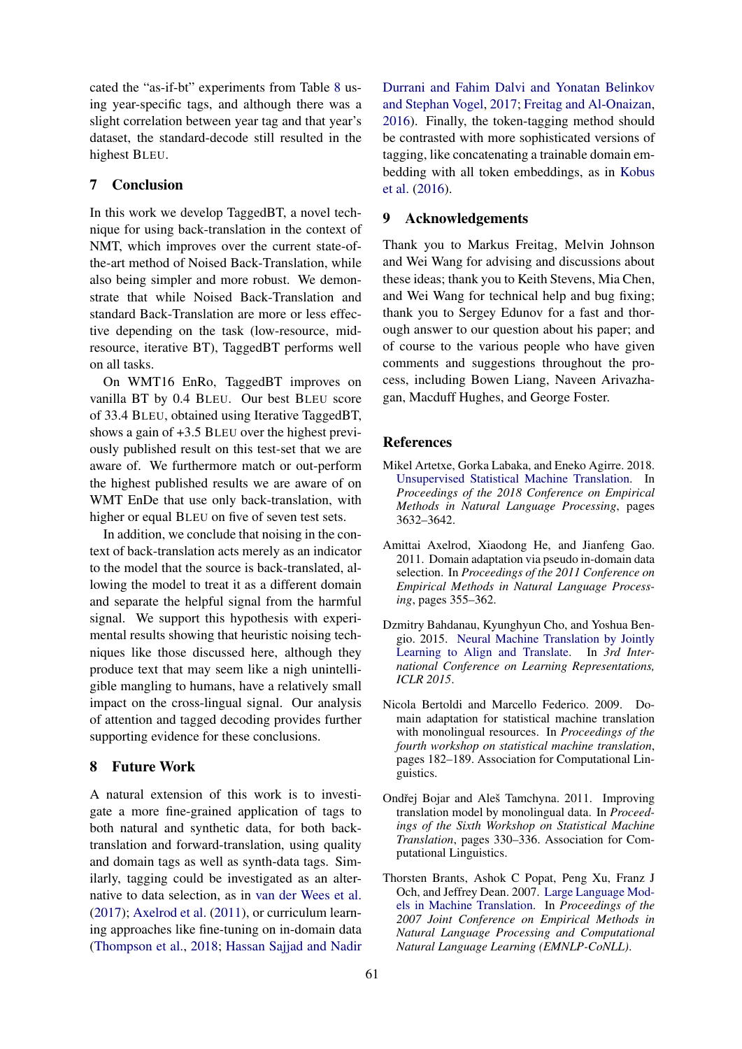cated the "as-if-bt" experiments from Table 8 using year-specific tags, and although there was a slight correlation between year tag and that year's dataset, the standard-decode still resulted in the highest BLEU.

## 7 Conclusion

In this work we develop TaggedBT, a novel technique for using back-translation in the context of NMT, which improves over the current state-of-the-art method of Noised Back-Translation, while also being simpler and more robust. We demonstrate that while Noised Back-Translation and standard Back-Translation are more or less effective depending on the task (low-resource, mid-resource, iterative BT), TaggedBT performs well on all tasks.

On WMT16 EnRo, TaggedBT improves on vanilla BT by 0.4 BLEU. Our best BLEU score of 33.4 BLEU, obtained using Iterative TaggedBT, shows a gain of +3.5 BLEU over the highest previously published result on this test-set that we are aware of. We furthermore match or out-perform the highest published results we are aware of on WMT EnDe that use only back-translation, with higher or equal BLEU on five of seven test sets.

In addition, we conclude that noising in the context of back-translation acts merely as an indicator to the model that the source is back-translated, allowing the model to treat it as a different domain and separate the helpful signal from the harmful signal. We support this hypothesis with experimental results showing that heuristic noising techniques like those discussed here, although they produce text that may seem like a nigh unintelligible mangling to humans, have a relatively small impact on the cross-lingual signal. Our analysis of attention and tagged decoding provides further supporting evidence for these conclusions.

## 8 Future Work

A natural extension of this work is to investigate a more fine-grained application of tags to both natural and synthetic data, for both back-translation and forward-translation, using quality and domain tags as well as synth-data tags. Similarly, tagging could be investigated as an alternative to data selection, as in van der Wees et al. (2017); Axelrod et al. (2011), or curriculum learning approaches like fine-tuning on in-domain data (Thompson et al., 2018; Hassan Sajjad and Nadir Durrani and Fahim Dalvi and Yonatan Belinkov and Stephan Vogel, 2017; Freitag and Al-Onaizan, 2016). Finally, the token-tagging method should be contrasted with more sophisticated versions of tagging, like concatenating a trainable domain embedding with all token embeddings, as in Kobus et al. (2016).

## 9 Acknowledgements

Thank you to Markus Freitag, Melvin Johnson and Wei Wang for advising and discussions about these ideas; thank you to Keith Stevens, Mia Chen, and Wei Wang for technical help and bug fixing; thank you to Sergey Edunov for a fast and thorough answer to our question about his paper; and of course to the various people who have given comments and suggestions throughout the process, including Bowen Liang, Naveen Arivazhagan, Macduff Hughes, and George Foster.

## References

Mikel Artetxe, Gorka Labaka, and Eneko Agirre. 2018. Unsupervised Statistical Machine Translation. In *Proceedings of the 2018 Conference on Empirical Methods in Natural Language Processing*, pages 3632–3642.

Amittai Axelrod, Xiaodong He, and Jianfeng Gao. 2011. Domain adaptation via pseudo in-domain data selection. In *Proceedings of the 2011 Conference on Empirical Methods in Natural Language Processing*, pages 355–362.

Dzmitry Bahdanau, Kyunghyun Cho, and Yoshua Bengio. 2015. Neural Machine Translation by Jointly Learning to Align and Translate. In *3rd International Conference on Learning Representations, ICLR 2015*.

Nicola Bertoldi and Marcello Federico. 2009. Domain adaptation for statistical machine translation with monolingual resources. In *Proceedings of the fourth workshop on statistical machine translation*, pages 182–189. Association for Computational Linguistics.

Ondřej Bojar and Aleš Tamchyna. 2011. Improving translation model by monolingual data. In *Proceedings of the Sixth Workshop on Statistical Machine Translation*, pages 330–336. Association for Computational Linguistics.

Thorsten Brants, Ashok C Popat, Peng Xu, Franz J Och, and Jeffrey Dean. 2007. Large Language Models in Machine Translation. In *Proceedings of the 2007 Joint Conference on Empirical Methods in Natural Language Processing and Computational Natural Language Learning (EMNLP-CoNLL)*.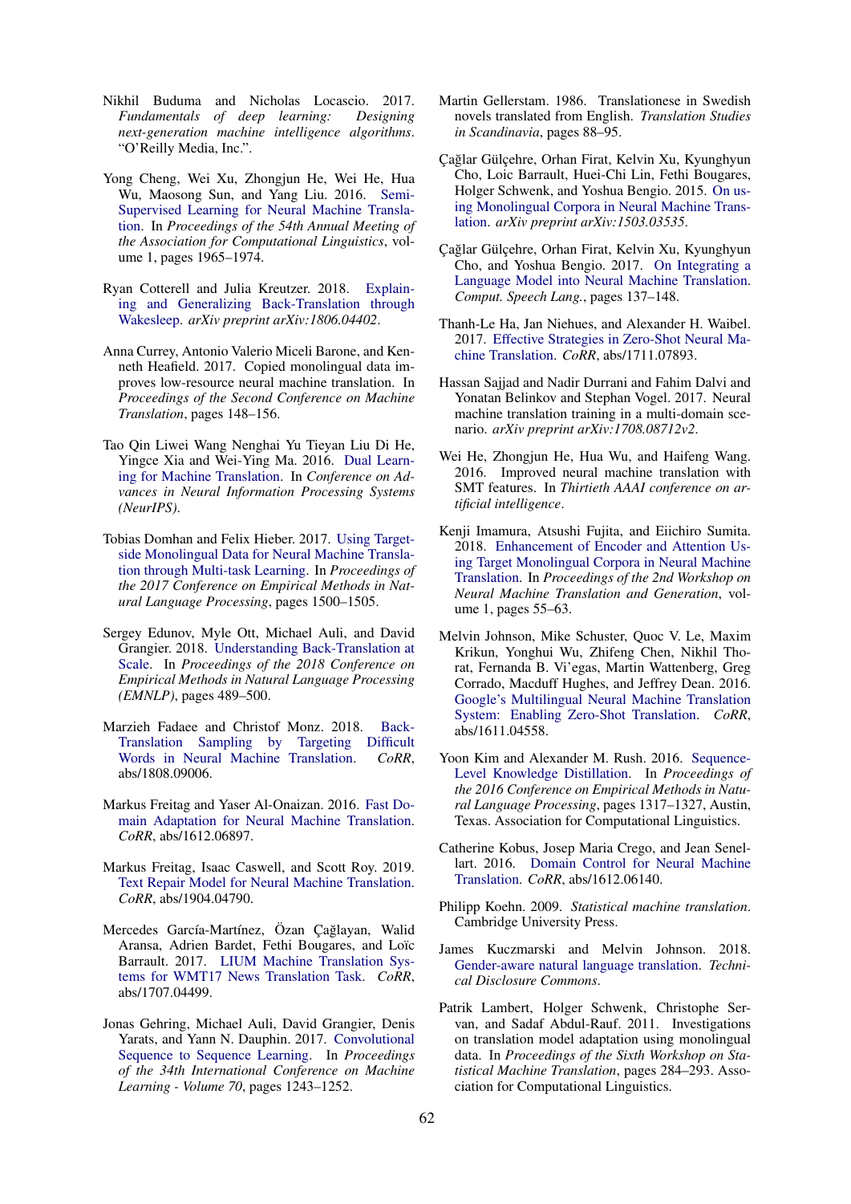Nikhil Buduma and Nicholas Locascio. 2017. *Fundamentals of deep learning: Designing next-generation machine intelligence algorithms*. "O'Reilly Media, Inc.".

Yong Cheng, Wei Xu, Zhongjun He, Wei He, Hua Wu, Maosong Sun, and Yang Liu. 2016. Semi-Supervised Learning for Neural Machine Translation. In *Proceedings of the 54th Annual Meeting of the Association for Computational Linguistics*, volume 1, pages 1965–1974.

Ryan Cotterell and Julia Kreutzer. 2018. Explaining and Generalizing Back-Translation through Wakesleep. *arXiv preprint arXiv:1806.04402*.

Anna Currey, Antonio Valerio Miceli Barone, and Kenneth Heafield. 2017. Copied monolingual data improves low-resource neural machine translation. In *Proceedings of the Second Conference on Machine Translation*, pages 148–156.

Tao Qin Liwei Wang Nenghai Yu Tieyan Liu Di He, Yingce Xia and Wei-Ying Ma. 2016. Dual Learning for Machine Translation. In *Conference on Advances in Neural Information Processing Systems (NeurIPS)*.

Tobias Domhan and Felix Hieber. 2017. Using Target-side Monolingual Data for Neural Machine Translation through Multi-task Learning. In *Proceedings of the 2017 Conference on Empirical Methods in Natural Language Processing*, pages 1500–1505.

Sergey Edunov, Myle Ott, Michael Auli, and David Grangier. 2018. Understanding Back-Translation at Scale. In *Proceedings of the 2018 Conference on Empirical Methods in Natural Language Processing (EMNLP)*, pages 489–500.

Marzieh Fadaee and Christof Monz. 2018. Back-Translation Sampling by Targeting Difficult Words in Neural Machine Translation. *CoRR*, abs/1808.09006.

Markus Freitag and Yaser Al-Onaizan. 2016. Fast Domain Adaptation for Neural Machine Translation. *CoRR*, abs/1612.06897.

Markus Freitag, Isaac Caswell, and Scott Roy. 2019. Text Repair Model for Neural Machine Translation. *CoRR*, abs/1904.04790.

Mercedes García-Martínez, Özan Çağlayan, Walid Aransa, Adrien Bardet, Fethi Bougares, and Loïc Barrault. 2017. LIUM Machine Translation Systems for WMT17 News Translation Task. *CoRR*, abs/1707.04499.

Jonas Gehring, Michael Auli, David Grangier, Denis Yarats, and Yann N. Dauphin. 2017. Convolutional Sequence to Sequence Learning. In *Proceedings of the 34th International Conference on Machine Learning - Volume 70*, pages 1243–1252.

Martin Gellerstam. 1986. Translationese in Swedish novels translated from English. *Translation Studies in Scandinavia*, pages 88–95.

Çağlar Gülçehre, Orhan Firat, Kelvin Xu, Kyunghyun Cho, Loic Barrault, Huei-Chi Lin, Fethi Bougares, Holger Schwenk, and Yoshua Bengio. 2015. On using Monolingual Corpora in Neural Machine Translation. *arXiv preprint arXiv:1503.03535*.

Çağlar Gülçehre, Orhan Firat, Kelvin Xu, Kyunghyun Cho, and Yoshua Bengio. 2017. On Integrating a Language Model into Neural Machine Translation. *Comput. Speech Lang.*, pages 137–148.

Thanh-Le Ha, Jan Niehues, and Alexander H. Waibel. 2017. Effective Strategies in Zero-Shot Neural Machine Translation. *CoRR*, abs/1711.07893.

Hassan Sajjad and Nadir Durrani and Fahim Dalvi and Yonatan Belinkov and Stephan Vogel. 2017. Neural machine translation training in a multi-domain scenario. *arXiv preprint arXiv:1708.08712v2*.

Wei He, Zhongjun He, Hua Wu, and Haifeng Wang. 2016. Improved neural machine translation with SMT features. In *Thirtieth AAAI conference on artificial intelligence*.

Kenji Imamura, Atsushi Fujita, and Eiichiro Sumita. 2018. Enhancement of Encoder and Attention Using Target Monolingual Corpora in Neural Machine Translation. In *Proceedings of the 2nd Workshop on Neural Machine Translation and Generation*, volume 1, pages 55–63.

Melvin Johnson, Mike Schuster, Quoc V. Le, Maxim Krikun, Yonghui Wu, Zhifeng Chen, Nikhil Thorat, Fernanda B. Vi'egas, Martin Wattenberg, Greg Corrado, Macduff Hughes, and Jeffrey Dean. 2016. Google's Multilingual Neural Machine Translation System: Enabling Zero-Shot Translation. *CoRR*, abs/1611.04558.

Yoon Kim and Alexander M. Rush. 2016. Sequence-Level Knowledge Distillation. In *Proceedings of the 2016 Conference on Empirical Methods in Natural Language Processing*, pages 1317–1327, Austin, Texas. Association for Computational Linguistics.

Catherine Kobus, Josep Maria Crego, and Jean Senellart. 2016. Domain Control for Neural Machine Translation. *CoRR*, abs/1612.06140.

Philipp Koehn. 2009. *Statistical machine translation*. Cambridge University Press.

James Kuczmarski and Melvin Johnson. 2018. Gender-aware natural language translation. *Technical Disclosure Commons*.

Patrik Lambert, Holger Schwenk, Christophe Servan, and Sadaf Abdul-Rauf. 2011. Investigations on translation model adaptation using monolingual data. In *Proceedings of the Sixth Workshop on Statistical Machine Translation*, pages 284–293. Association for Computational Linguistics.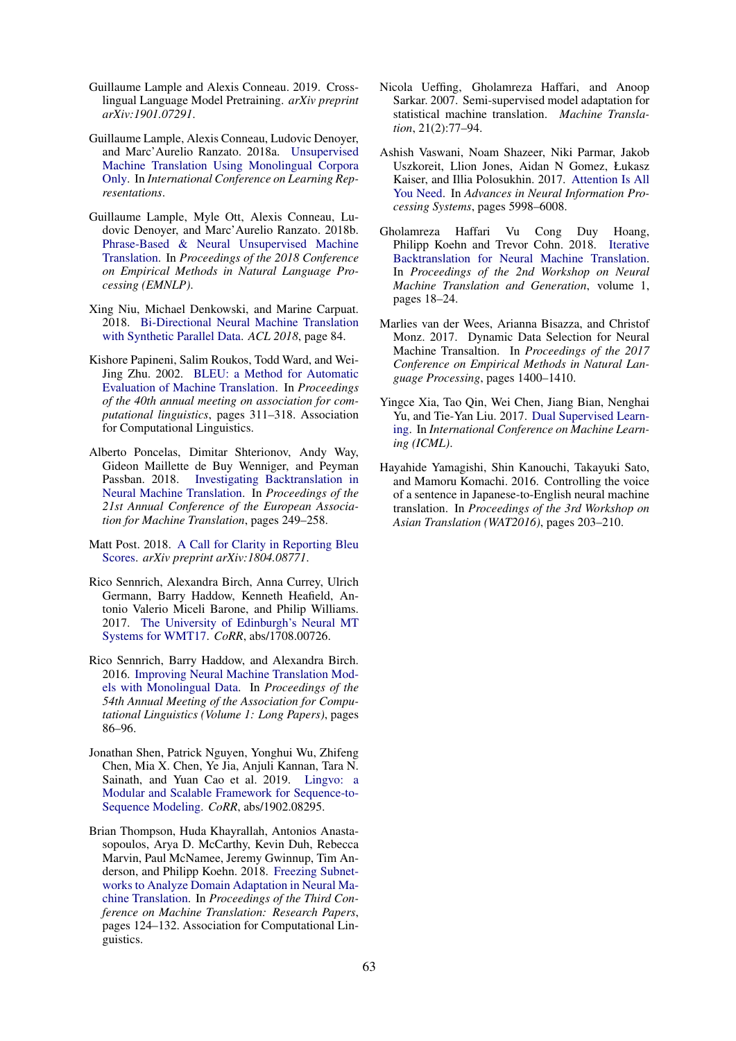Guillaume Lample and Alexis Conneau. 2019. Cross-lingual Language Model Pretraining. *arXiv preprint arXiv:1901.07291*.

Guillaume Lample, Alexis Conneau, Ludovic Denoyer, and Marc'Aurelio Ranzato. 2018a. Unsupervised Machine Translation Using Monolingual Corpora Only. In *International Conference on Learning Representations*.

Guillaume Lample, Myle Ott, Alexis Conneau, Ludovic Denoyer, and Marc'Aurelio Ranzato. 2018b. Phrase-Based & Neural Unsupervised Machine Translation. In *Proceedings of the 2018 Conference on Empirical Methods in Natural Language Processing (EMNLP)*.

Xing Niu, Michael Denkowski, and Marine Carpuat. 2018. Bi-Directional Neural Machine Translation with Synthetic Parallel Data. *ACL 2018*, page 84.

Kishore Papineni, Salim Roukos, Todd Ward, and Wei-Jing Zhu. 2002. BLEU: a Method for Automatic Evaluation of Machine Translation. In *Proceedings of the 40th annual meeting on association for computational linguistics*, pages 311–318. Association for Computational Linguistics.

Alberto Poncelas, Dimitar Shterionov, Andy Way, Gideon Maillette de Buy Wenniger, and Peyman Passban. 2018. Investigating Backtranslation in Neural Machine Translation. In *Proceedings of the 21st Annual Conference of the European Association for Machine Translation*, pages 249–258.

Matt Post. 2018. A Call for Clarity in Reporting Bleu Scores. *arXiv preprint arXiv:1804.08771*.

Rico Sennrich, Alexandra Birch, Anna Currey, Ulrich Germann, Barry Haddow, Kenneth Heafield, Antonio Valerio Miceli Barone, and Philip Williams. 2017. The University of Edinburgh's Neural MT Systems for WMT17. *CoRR*, abs/1708.00726.

Rico Sennrich, Barry Haddow, and Alexandra Birch. 2016. Improving Neural Machine Translation Models with Monolingual Data. In *Proceedings of the 54th Annual Meeting of the Association for Computational Linguistics (Volume 1: Long Papers)*, pages 86–96.

Jonathan Shen, Patrick Nguyen, Yonghui Wu, Zhifeng Chen, Mia X. Chen, Ye Jia, Anjuli Kannan, Tara N. Sainath, and Yuan Cao et al. 2019. Lingvo: a Modular and Scalable Framework for Sequence-to-Sequence Modeling. *CoRR*, abs/1902.08295.

Brian Thompson, Huda Khayrallah, Antonios Anastasopoulos, Arya D. McCarthy, Kevin Duh, Rebecca Marvin, Paul McNamee, Jeremy Gwinnup, Tim Anderson, and Philipp Koehn. 2018. Freezing Subnetworks to Analyze Domain Adaptation in Neural Machine Translation. In *Proceedings of the Third Conference on Machine Translation: Research Papers*, pages 124–132. Association for Computational Linguistics.

Nicola Ueffing, Gholamreza Haffari, and Anoop Sarkar. 2007. Semi-supervised model adaptation for statistical machine translation. *Machine Translation*, 21(2):77–94.

Ashish Vaswani, Noam Shazeer, Niki Parmar, Jakob Uszkoreit, Llion Jones, Aidan N Gomez, Łukasz Kaiser, and Illia Polosukhin. 2017. Attention Is All You Need. In *Advances in Neural Information Processing Systems*, pages 5998–6008.

Gholamreza Haffari Vu Cong Duy Hoang, Philipp Koehn and Trevor Cohn. 2018. Iterative Backtranslation for Neural Machine Translation. In *Proceedings of the 2nd Workshop on Neural Machine Translation and Generation*, volume 1, pages 18–24.

Marlies van der Wees, Arianna Bisazza, and Christof Monz. 2017. Dynamic Data Selection for Neural Machine Transaltion. In *Proceedings of the 2017 Conference on Empirical Methods in Natural Language Processing*, pages 1400–1410.

Yingce Xia, Tao Qin, Wei Chen, Jiang Bian, Nenghai Yu, and Tie-Yan Liu. 2017. Dual Supervised Learning. In *International Conference on Machine Learning (ICML)*.

Hayahide Yamagishi, Shin Kanouchi, Takayuki Sato, and Mamoru Komachi. 2016. Controlling the voice of a sentence in Japanese-to-English neural machine translation. In *Proceedings of the 3rd Workshop on Asian Translation (WAT2016)*, pages 203–210.